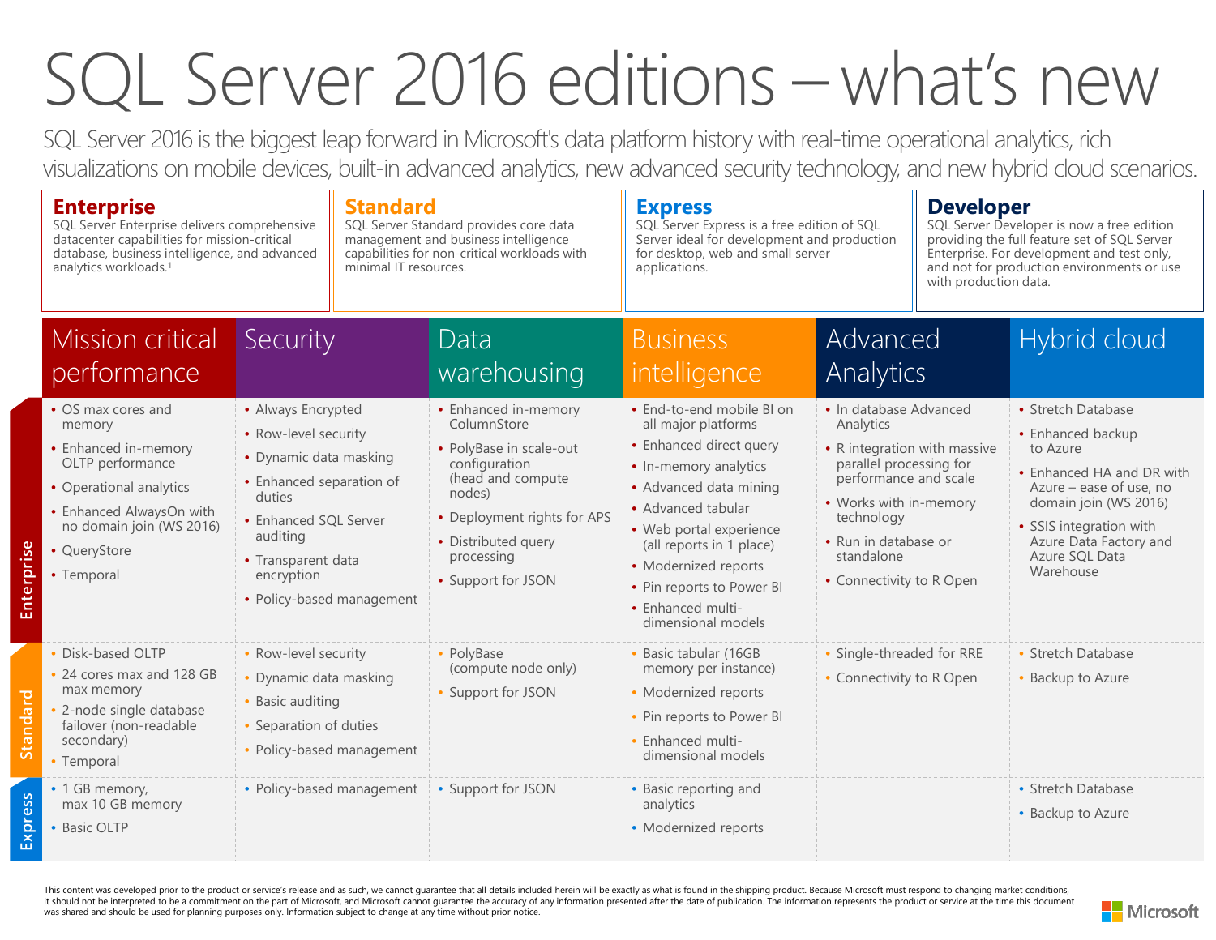# SQL Server 2016 editions – what's new

SQL Server 2016 is the biggest leap forward in Microsoft's data platform history with real-time operational analytics, rich visualizations on mobile devices, built-in advanced analytics, new advanced security technology, and new hybrid cloud scenarios.

## Enterprise

SQL Server Enterprise delivers comprehensive datacenter capabilities for mission-critical database, business intelligence, and advanced analytics workloads.[1]

## Standard

SQL Server Standard provides core data management and business intelligence capabilities for non-critical workloads with minimal IT resources.

## Express

SQL Server Express is a free edition of SQL Server ideal for development and production for desktop, web and small server applications.

## Developer

SQL Server Developer is now a free edition providing the full feature set of SQL Server Enterprise. For development and test only, and not for production environments or use with production data.

| | Mission critical performance | Security | Data warehousing | Business intelligence | Advanced Analytics | Hybrid cloud |
|---|---|---|---|---|---|---|
| **Enterprise** | • OS max cores and memory<br>• Enhanced in-memory OLTP performance<br>• Operational analytics<br>• Enhanced AlwaysOn with no domain join (WS 2016)<br>• QueryStore<br>• Temporal | • Always Encrypted<br>• Row-level security<br>• Dynamic data masking<br>• Enhanced separation of duties<br>• Enhanced SQL Server auditing<br>• Transparent data encryption<br>• Policy-based management | • Enhanced in-memory ColumnStore<br>• PolyBase in scale-out configuration (head and compute nodes)<br>• Deployment rights for APS<br>• Distributed query processing<br>• Support for JSON | • End-to-end mobile BI on all major platforms<br>• Enhanced direct query<br>• In-memory analytics<br>• Advanced data mining<br>• Advanced tabular<br>• Web portal experience (all reports in 1 place)<br>• Modernized reports<br>• Pin reports to Power BI<br>• Enhanced multi-dimensional models | • In database Advanced Analytics<br>• R integration with massive parallel processing for performance and scale<br>• Works with in-memory technology<br>• Run in database or standalone<br>• Connectivity to R Open | • Stretch Database<br>• Enhanced backup to Azure<br>• Enhanced HA and DR with Azure – ease of use, no domain join (WS 2016)<br>• SSIS integration with Azure Data Factory and Azure SQL Data Warehouse |
| **Standard** | • Disk-based OLTP<br>• 24 cores max and 128 GB max memory<br>• 2-node single database failover (non-readable secondary)<br>• Temporal | • Row-level security<br>• Dynamic data masking<br>• Basic auditing<br>• Separation of duties<br>• Policy-based management | • PolyBase (compute node only)<br>• Support for JSON | • Basic tabular (16GB memory per instance)<br>• Modernized reports<br>• Pin reports to Power BI<br>• Enhanced multi-dimensional models | • Single-threaded for RRE<br>• Connectivity to R Open | • Stretch Database<br>• Backup to Azure |
| **Express** | • 1 GB memory, max 10 GB memory<br>• Basic OLTP | • Policy-based management | • Support for JSON | • Basic reporting and analytics<br>• Modernized reports | | • Stretch Database<br>• Backup to Azure |

This content was developed prior to the product or service's release and as such, we cannot guarantee that all details included herein will be exactly as what is found in the shipping product. Because Microsoft must respond to changing market conditions, it should not be interpreted to be a commitment on the part of Microsoft, and Microsoft cannot guarantee the accuracy of any information presented after the date of publication. The information represents the product or service at the time this document was shared and should be used for planning purposes only. Information subject to change at any time without prior notice.

Microsoft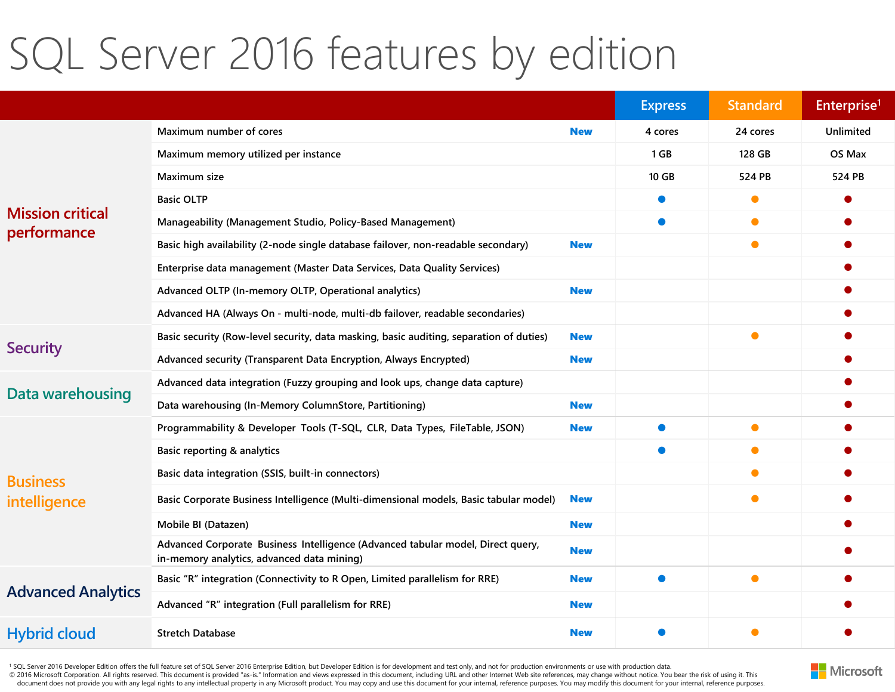# SQL Server 2016 features by edition

| | Feature | | Express | Standard | Enterprise[1] |
|---|---|---|---|---|---|
| **Mission critical performance** | Maximum number of cores | New | 4 cores | 24 cores | Unlimited |
| | Maximum memory utilized per instance | | 1 GB | 128 GB | OS Max |
| | Maximum size | | 10 GB | 524 PB | 524 PB |
| | Basic OLTP | | ● | ● | ● |
| | Manageability (Management Studio, Policy-Based Management) | | ● | ● | ● |
| | Basic high availability (2-node single database failover, non-readable secondary) | New | | ● | ● |
| | Enterprise data management (Master Data Services, Data Quality Services) | | | | ● |
| | Advanced OLTP (In-memory OLTP, Operational analytics) | New | | | ● |
| | Advanced HA (Always On - multi-node, multi-db failover, readable secondaries) | | | | ● |
| **Security** | Basic security (Row-level security, data masking, basic auditing, separation of duties) | New | | ● | ● |
| | Advanced security (Transparent Data Encryption, Always Encrypted) | New | | | ● |
| **Data warehousing** | Advanced data integration (Fuzzy grouping and look ups, change data capture) | | | | ● |
| | Data warehousing (In-Memory ColumnStore, Partitioning) | New | | | ● |
| **Business intelligence** | Programmability & Developer Tools (T-SQL, CLR, Data Types, FileTable, JSON) | New | ● | ● | ● |
| | Basic reporting & analytics | | ● | ● | ● |
| | Basic data integration (SSIS, built-in connectors) | | | ● | ● |
| | Basic Corporate Business Intelligence (Multi-dimensional models, Basic tabular model) | New | | ● | ● |
| | Mobile BI (Datazen) | New | | | ● |
| | Advanced Corporate Business Intelligence (Advanced tabular model, Direct query, in-memory analytics, advanced data mining) | New | | | ● |
| **Advanced Analytics** | Basic "R" integration (Connectivity to R Open, Limited parallelism for RRE) | New | ● | ● | ● |
| | Advanced "R" integration (Full parallelism for RRE) | New | | | ● |
| **Hybrid cloud** | Stretch Database | New | ● | ● | ● |

[1] SQL Server 2016 Developer Edition offers the full feature set of SQL Server 2016 Enterprise Edition, but Developer Edition is for development and test only, and not for production environments or use with production data.

© 2016 Microsoft Corporation. All rights reserved. This document is provided "as-is." Information and views expressed in this document, including URL and other Internet Web site references, may change without notice. You bear the risk of using it. This document does not provide you with any legal rights to any intellectual property in any Microsoft product. You may copy and use this document for your internal, reference purposes. You may modify this document for your internal, reference purposes.

Microsoft